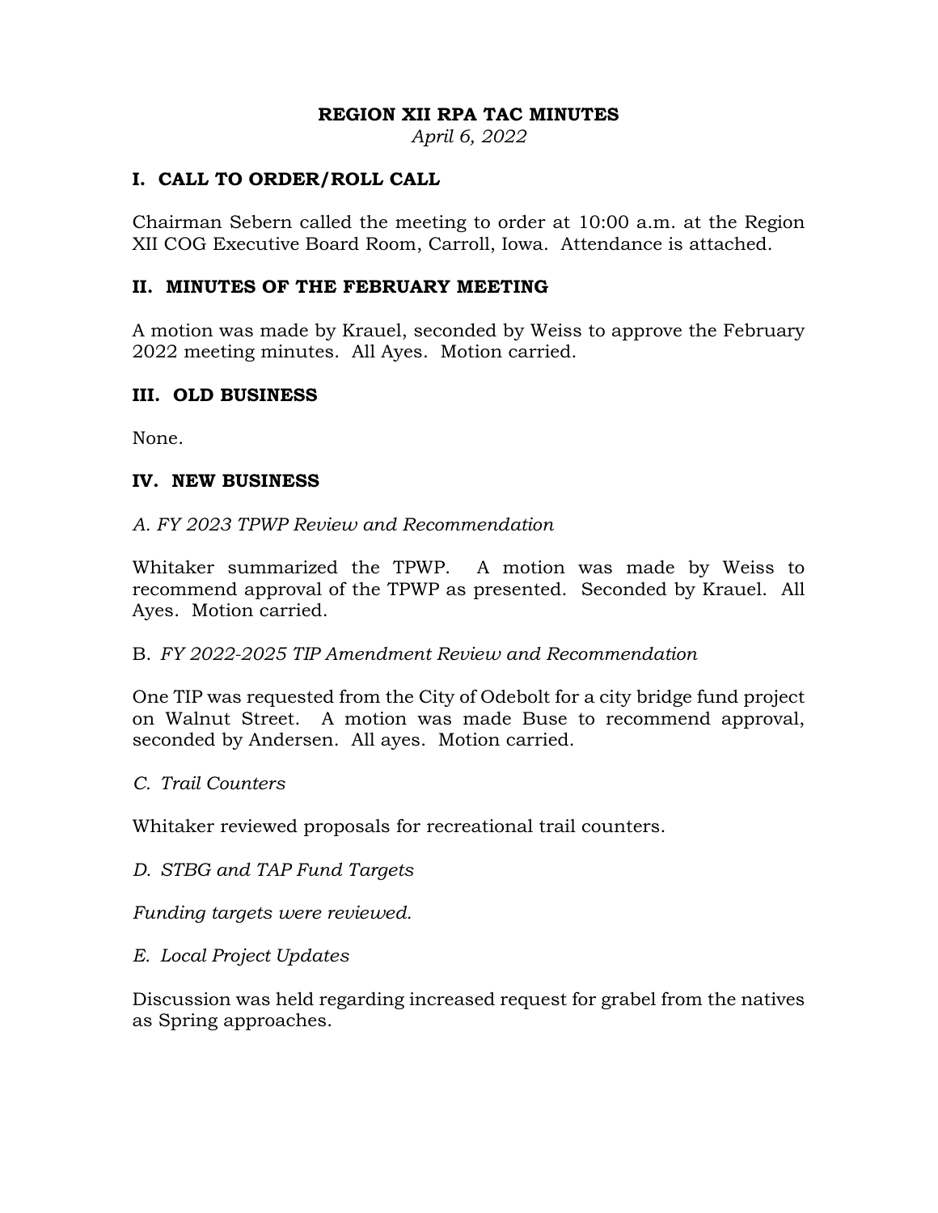# REGION XII RPA TAC MINUTES

*April 6, 2022*

## I. CALL TO ORDER/ROLL CALL

Chairman Sebern called the meeting to order at 10:00 a.m. at the Region XII COG Executive Board Room, Carroll, Iowa. Attendance is attached.

## II. MINUTES OF THE FEBRUARY MEETING

A motion was made by Krauel, seconded by Weiss to approve the February 2022 meeting minutes. All Ayes. Motion carried.

## III. OLD BUSINESS

None.

## IV. NEW BUSINESS

*A. FY 2023 TPWP Review and Recommendation*

Whitaker summarized the TPWP. A motion was made by Weiss to recommend approval of the TPWP as presented. Seconded by Krauel. All Ayes. Motion carried.

B. *FY 2022-2025 TIP Amendment Review and Recommendation*

One TIP was requested from the City of Odebolt for a city bridge fund project on Walnut Street. A motion was made Buse to recommend approval, seconded by Andersen. All ayes. Motion carried.

*C. Trail Counters*

Whitaker reviewed proposals for recreational trail counters.

*D. STBG and TAP Fund Targets*

*Funding targets were reviewed.*

*E. Local Project Updates*

Discussion was held regarding increased request for grabel from the natives as Spring approaches.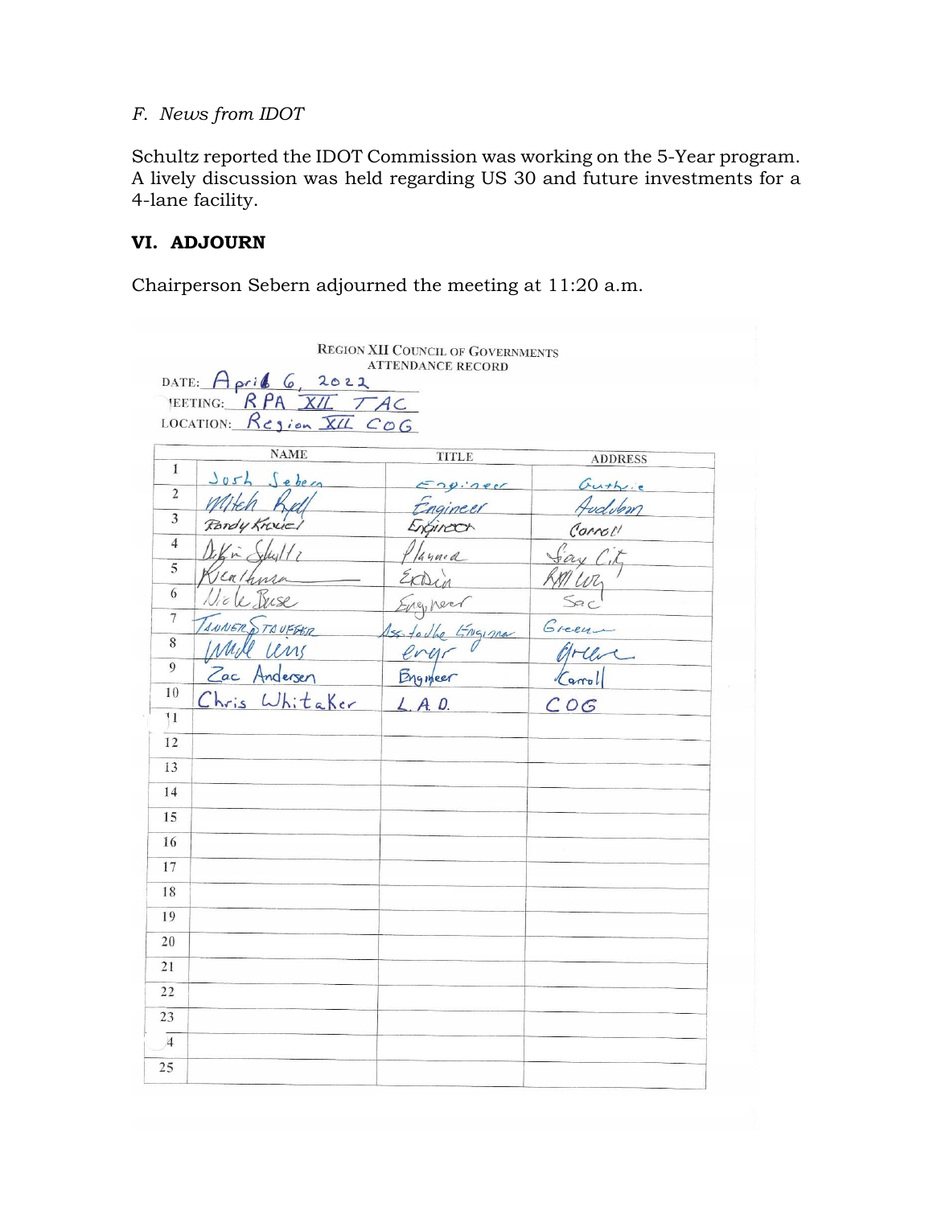*F. News from IDOT*

Schultz reported the IDOT Commission was working on the 5-Year program. A lively discussion was held regarding US 30 and future investments for a 4-lane facility.

## VI. ADJOURN

Chairperson Sebern adjourned the meeting at 11:20 a.m.

REGION XII COUNCIL OF GOVERNMENTS
ATTENDANCE RECORD

DATE: April 6, 2022
MEETING: RPA XII TAC
LOCATION: Region XII COG

| | NAME | TITLE | ADDRESS |
|---|---|---|---|
| 1 | Josh Sebern | Engineer | Guthrie |
| 2 | Mitch Ryd | Engineer | Audubon |
| 3 | Randy Krauel | Engineer | Carroll |
| 4 | Dekin Schultz | Planner | Sac City |
| 5 | Rick Hunter | EXDir | RMLWY |
| 6 | Nicole Buse | Engineer | Sac |
| 7 | TANNER STAUFFER | Ass. to the Engineer | Greene |
| 8 | Wade Weiss | engr | Greene |
| 9 | Zac Andersen | Engineer | Carroll |
| 10 | Chris Whitaker | L.A.D. | COG |
| 11 | | | |
| 12 | | | |
| 13 | | | |
| 14 | | | |
| 15 | | | |
| 16 | | | |
| 17 | | | |
| 18 | | | |
| 19 | | | |
| 20 | | | |
| 21 | | | |
| 22 | | | |
| 23 | | | |
| 24 | | | |
| 25 | | | |